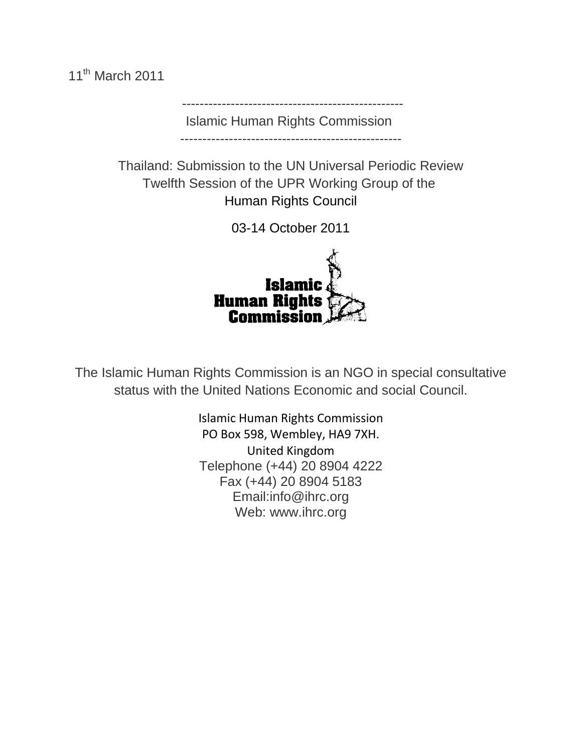11th March 2011

Islamic Human Rights Commission

# Thailand: Submission to the UN Universal Periodic Review Twelfth Session of the UPR Working Group of the Human Rights Council

03-14 October 2011

The Islamic Human Rights Commission is an NGO in special consultative status with the United Nations Economic and social Council.

Islamic Human Rights Commission
PO Box 598, Wembley, HA9 7XH.
United Kingdom
Telephone (+44) 20 8904 4222
Fax (+44) 20 8904 5183
Email:info@ihrc.org
Web: www.ihrc.org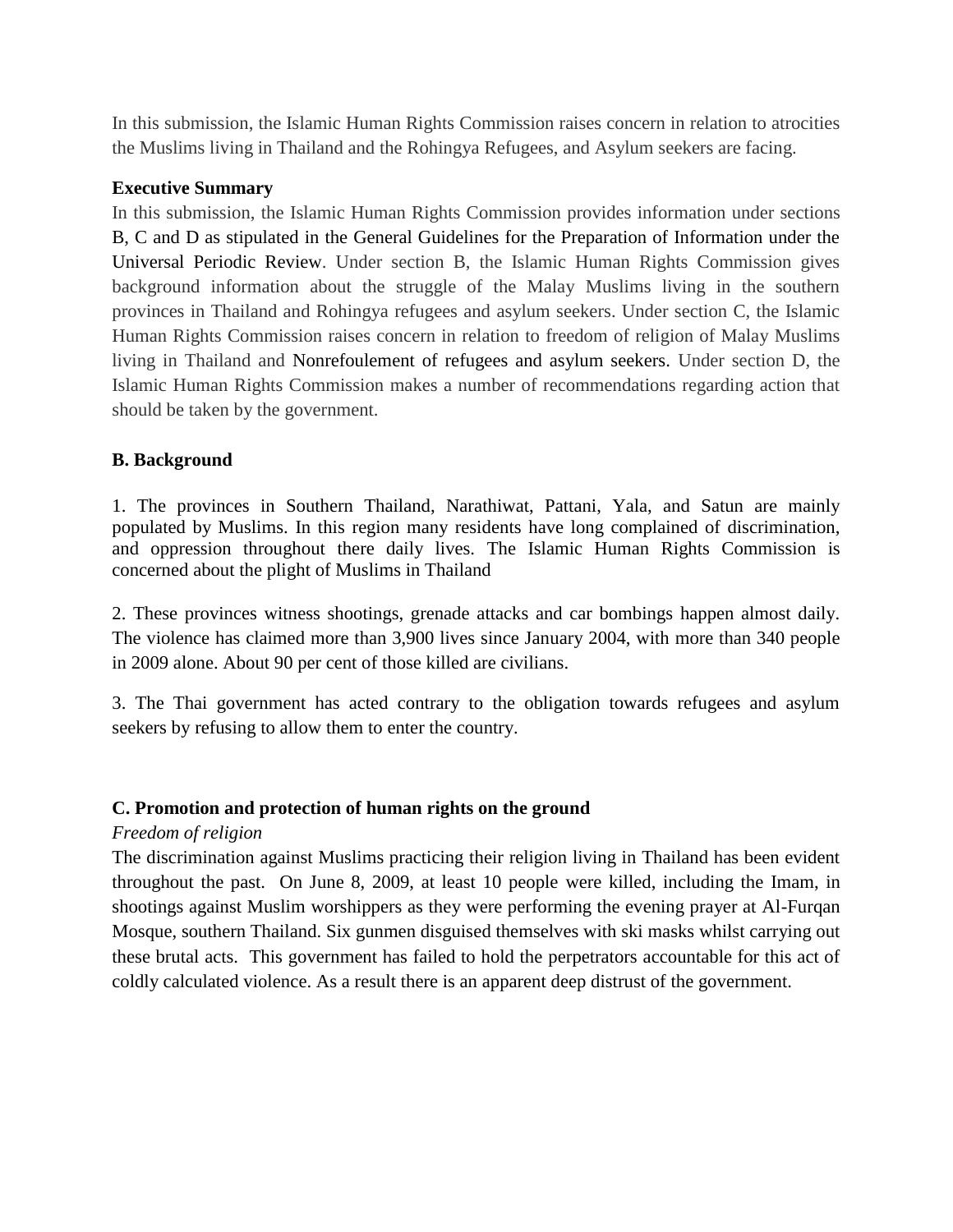In this submission, the Islamic Human Rights Commission raises concern in relation to atrocities the Muslims living in Thailand and the Rohingya Refugees, and Asylum seekers are facing.

**Executive Summary**

In this submission, the Islamic Human Rights Commission provides information under sections B, C and D as stipulated in the General Guidelines for the Preparation of Information under the Universal Periodic Review. Under section B, the Islamic Human Rights Commission gives background information about the struggle of the Malay Muslims living in the southern provinces in Thailand and Rohingya refugees and asylum seekers. Under section C, the Islamic Human Rights Commission raises concern in relation to freedom of religion of Malay Muslims living in Thailand and Nonrefoulement of refugees and asylum seekers. Under section D, the Islamic Human Rights Commission makes a number of recommendations regarding action that should be taken by the government.

**B. Background**

1. The provinces in Southern Thailand, Narathiwat, Pattani, Yala, and Satun are mainly populated by Muslims. In this region many residents have long complained of discrimination, and oppression throughout there daily lives. The Islamic Human Rights Commission is concerned about the plight of Muslims in Thailand

2. These provinces witness shootings, grenade attacks and car bombings happen almost daily. The violence has claimed more than 3,900 lives since January 2004, with more than 340 people in 2009 alone. About 90 per cent of those killed are civilians.

3. The Thai government has acted contrary to the obligation towards refugees and asylum seekers by refusing to allow them to enter the country.

**C. Promotion and protection of human rights on the ground**

*Freedom of religion*

The discrimination against Muslims practicing their religion living in Thailand has been evident throughout the past. On June 8, 2009, at least 10 people were killed, including the Imam, in shootings against Muslim worshippers as they were performing the evening prayer at Al-Furqan Mosque, southern Thailand. Six gunmen disguised themselves with ski masks whilst carrying out these brutal acts. This government has failed to hold the perpetrators accountable for this act of coldly calculated violence. As a result there is an apparent deep distrust of the government.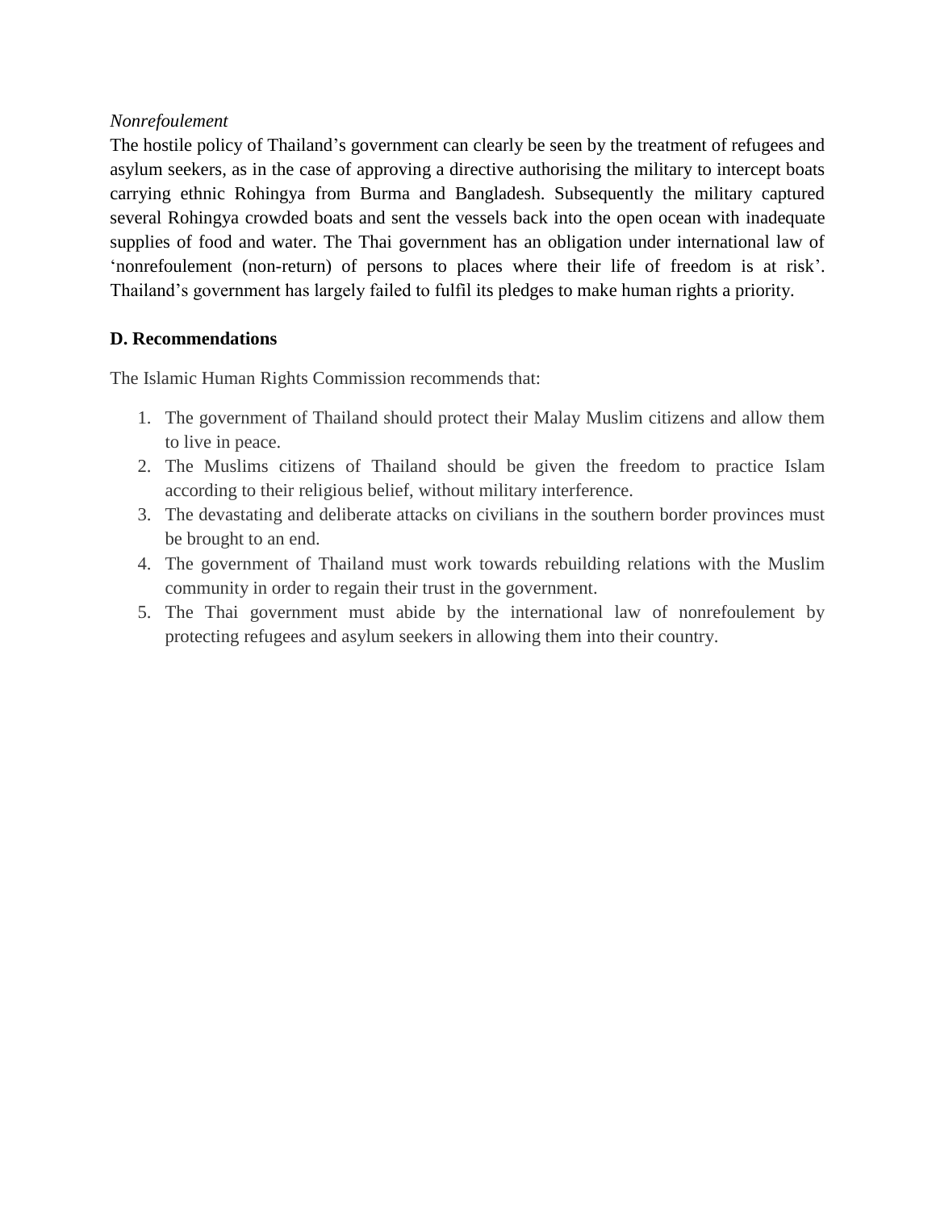*Nonrefoulement*

The hostile policy of Thailand's government can clearly be seen by the treatment of refugees and asylum seekers, as in the case of approving a directive authorising the military to intercept boats carrying ethnic Rohingya from Burma and Bangladesh. Subsequently the military captured several Rohingya crowded boats and sent the vessels back into the open ocean with inadequate supplies of food and water. The Thai government has an obligation under international law of 'nonrefoulement (non-return) of persons to places where their life of freedom is at risk'. Thailand's government has largely failed to fulfil its pledges to make human rights a priority.

**D. Recommendations**

The Islamic Human Rights Commission recommends that:

1. The government of Thailand should protect their Malay Muslim citizens and allow them to live in peace.
2. The Muslims citizens of Thailand should be given the freedom to practice Islam according to their religious belief, without military interference.
3. The devastating and deliberate attacks on civilians in the southern border provinces must be brought to an end.
4. The government of Thailand must work towards rebuilding relations with the Muslim community in order to regain their trust in the government.
5. The Thai government must abide by the international law of nonrefoulement by protecting refugees and asylum seekers in allowing them into their country.